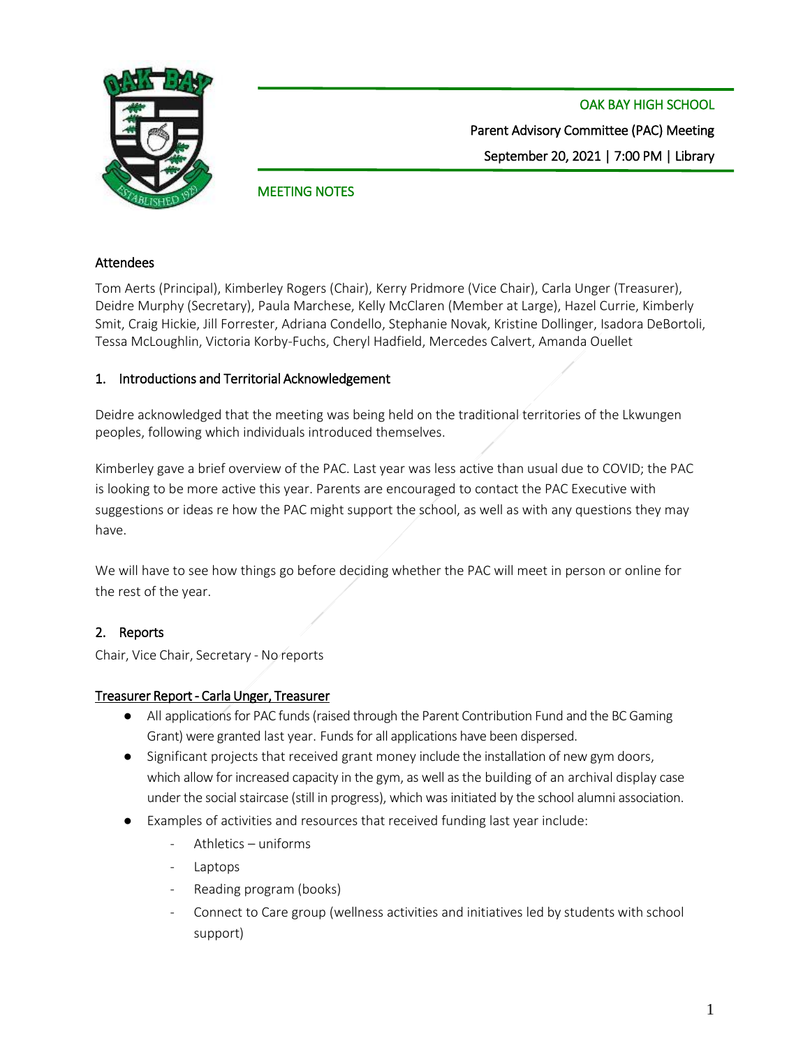OAK BAY HIGH SCHOOL

Parent Advisory Committee (PAC) Meeting

September 20, 2021 | 7:00 PM | Library

MEETING NOTES

## Attendees

Tom Aerts (Principal), Kimberley Rogers (Chair), Kerry Pridmore (Vice Chair), Carla Unger (Treasurer), Deidre Murphy (Secretary), Paula Marchese, Kelly McClaren (Member at Large), Hazel Currie, Kimberly Smit, Craig Hickie, Jill Forrester, Adriana Condello, Stephanie Novak, Kristine Dollinger, Isadora DeBortoli, Tessa McLoughlin, Victoria Korby-Fuchs, Cheryl Hadfield, Mercedes Calvert, Amanda Ouellet

## 1. Introductions and Territorial Acknowledgement

Deidre acknowledged that the meeting was being held on the traditional territories of the Lkwungen peoples, following which individuals introduced themselves.

Kimberley gave a brief overview of the PAC. Last year was less active than usual due to COVID; the PAC is looking to be more active this year. Parents are encouraged to contact the PAC Executive with suggestions or ideas re how the PAC might support the school, as well as with any questions they may have.

We will have to see how things go before deciding whether the PAC will meet in person or online for the rest of the year.

## 2. Reports

Chair, Vice Chair, Secretary - No reports

### Treasurer Report - Carla Unger, Treasurer

- All applications for PAC funds (raised through the Parent Contribution Fund and the BC Gaming Grant) were granted last year. Funds for all applications have been dispersed.
- Significant projects that received grant money include the installation of new gym doors, which allow for increased capacity in the gym, as well as the building of an archival display case under the social staircase (still in progress), which was initiated by the school alumni association.
- Examples of activities and resources that received funding last year include:
  - Athletics – uniforms
  - Laptops
  - Reading program (books)
  - Connect to Care group (wellness activities and initiatives led by students with school support)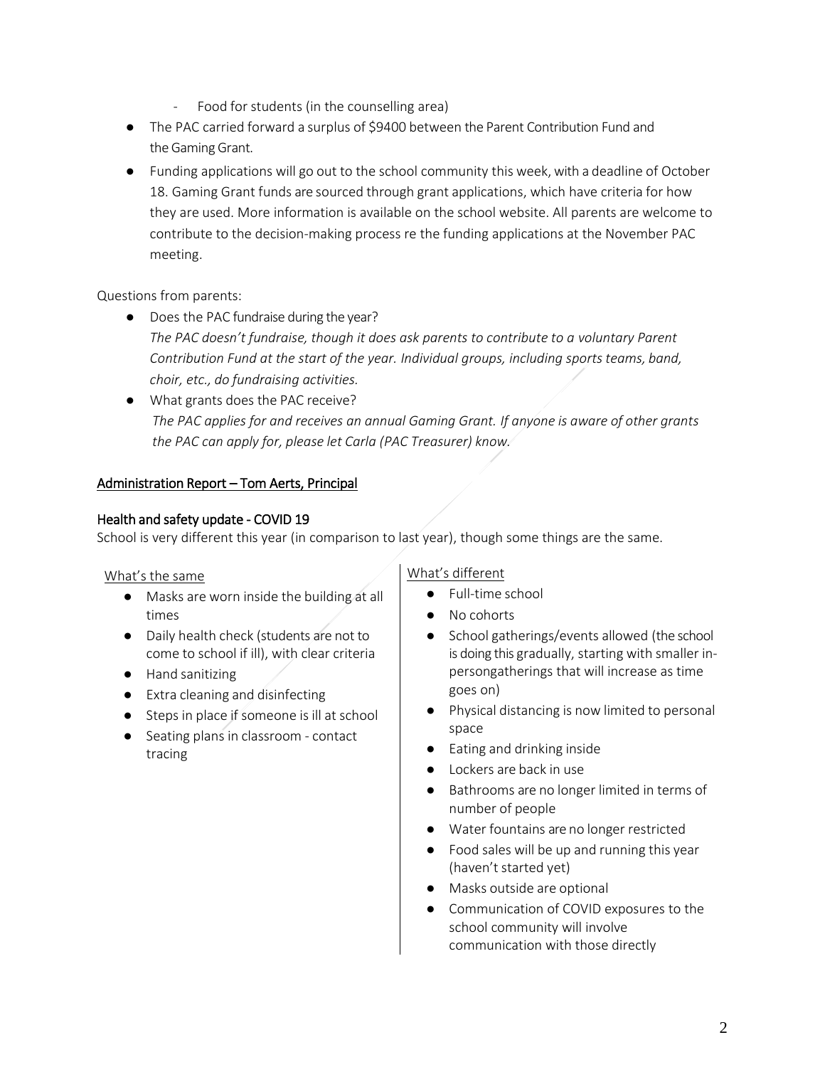- Food for students (in the counselling area)
- The PAC carried forward a surplus of $9400 between the Parent Contribution Fund and the Gaming Grant.
- Funding applications will go out to the school community this week, with a deadline of October 18. Gaming Grant funds are sourced through grant applications, which have criteria for how they are used. More information is available on the school website. All parents are welcome to contribute to the decision-making process re the funding applications at the November PAC meeting.

Questions from parents:

- Does the PAC fundraise during the year?
  *The PAC doesn't fundraise, though it does ask parents to contribute to a voluntary Parent Contribution Fund at the start of the year. Individual groups, including sports teams, band, choir, etc., do fundraising activities.*
- What grants does the PAC receive?
  *The PAC applies for and receives an annual Gaming Grant. If anyone is aware of other grants the PAC can apply for, please let Carla (PAC Treasurer) know.*

## Administration Report – Tom Aerts, Principal

### Health and safety update - COVID 19

School is very different this year (in comparison to last year), though some things are the same.

What's the same

- Masks are worn inside the building at all times
- Daily health check (students are not to come to school if ill), with clear criteria
- Hand sanitizing
- Extra cleaning and disinfecting
- Steps in place if someone is ill at school
- Seating plans in classroom - contact tracing

What's different

- Full-time school
- No cohorts
- School gatherings/events allowed (the school is doing this gradually, starting with smaller in-persongatherings that will increase as time goes on)
- Physical distancing is now limited to personal space
- Eating and drinking inside
- Lockers are back in use
- Bathrooms are no longer limited in terms of number of people
- Water fountains are no longer restricted
- Food sales will be up and running this year (haven't started yet)
- Masks outside are optional
- Communication of COVID exposures to the school community will involve communication with those directly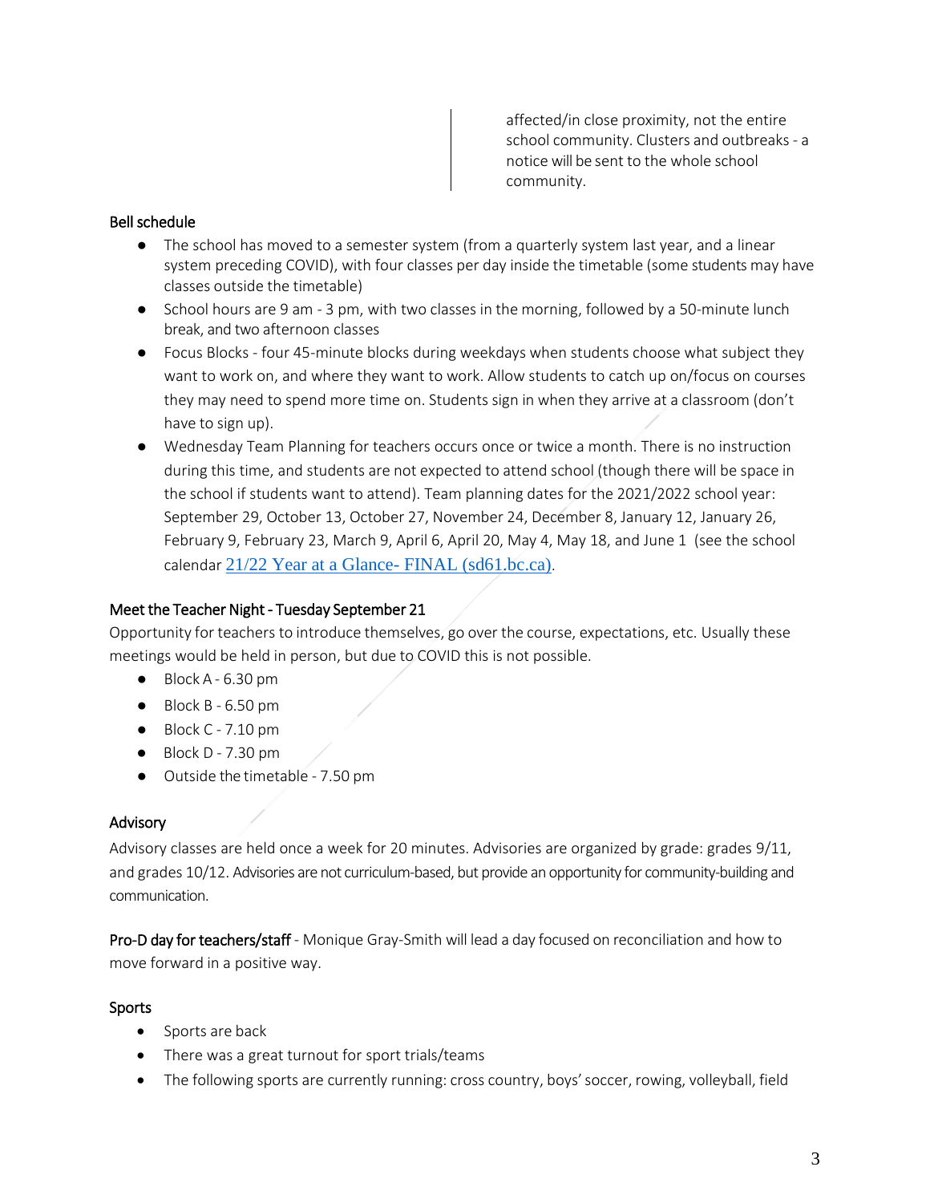affected/in close proximity, not the entire school community. Clusters and outbreaks - a notice will be sent to the whole school community.

### Bell schedule

- The school has moved to a semester system (from a quarterly system last year, and a linear system preceding COVID), with four classes per day inside the timetable (some students may have classes outside the timetable)
- School hours are 9 am - 3 pm, with two classes in the morning, followed by a 50-minute lunch break, and two afternoon classes
- Focus Blocks - four 45-minute blocks during weekdays when students choose what subject they want to work on, and where they want to work. Allow students to catch up on/focus on courses they may need to spend more time on. Students sign in when they arrive at a classroom (don't have to sign up).
- Wednesday Team Planning for teachers occurs once or twice a month. There is no instruction during this time, and students are not expected to attend school (though there will be space in the school if students want to attend). Team planning dates for the 2021/2022 school year: September 29, October 13, October 27, November 24, December 8, January 12, January 26, February 9, February 23, March 9, April 6, April 20, May 4, May 18, and June 1 (see the school calendar 21/22 Year at a Glance- FINAL (sd61.bc.ca).

### Meet the Teacher Night - Tuesday September 21

Opportunity for teachers to introduce themselves, go over the course, expectations, etc. Usually these meetings would be held in person, but due to COVID this is not possible.

- Block A - 6.30 pm
- Block B - 6.50 pm
- Block C - 7.10 pm
- Block D - 7.30 pm
- Outside the timetable - 7.50 pm

### Advisory

Advisory classes are held once a week for 20 minutes. Advisories are organized by grade: grades 9/11, and grades 10/12. Advisories are not curriculum-based, but provide an opportunity for community-building and communication.

**Pro-D day for teachers/staff** - Monique Gray-Smith will lead a day focused on reconciliation and how to move forward in a positive way.

### Sports

- Sports are back
- There was a great turnout for sport trials/teams
- The following sports are currently running: cross country, boys' soccer, rowing, volleyball, field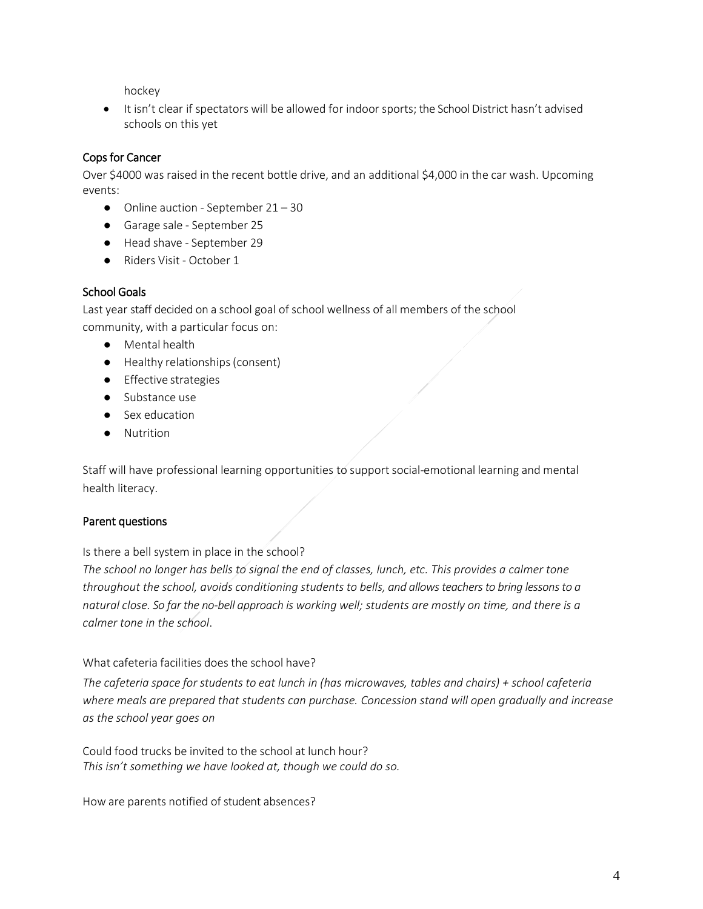hockey

- It isn't clear if spectators will be allowed for indoor sports; the School District hasn't advised schools on this yet

### Cops for Cancer

Over $4000 was raised in the recent bottle drive, and an additional $4,000 in the car wash. Upcoming events:

- Online auction - September 21 – 30
- Garage sale - September 25
- Head shave - September 29
- Riders Visit - October 1

### School Goals

Last year staff decided on a school goal of school wellness of all members of the school community, with a particular focus on:

- Mental health
- Healthy relationships (consent)
- Effective strategies
- Substance use
- Sex education
- Nutrition

Staff will have professional learning opportunities to support social-emotional learning and mental health literacy.

### Parent questions

Is there a bell system in place in the school?

*The school no longer has bells to signal the end of classes, lunch, etc. This provides a calmer tone throughout the school, avoids conditioning students to bells, and allows teachers to bring lessons to a natural close. So far the no-bell approach is working well; students are mostly on time, and there is a calmer tone in the school*.

What cafeteria facilities does the school have?

*The cafeteria space for students to eat lunch in (has microwaves, tables and chairs) + school cafeteria where meals are prepared that students can purchase. Concession stand will open gradually and increase as the school year goes on*

Could food trucks be invited to the school at lunch hour?
*This isn't something we have looked at, though we could do so.*

How are parents notified of student absences?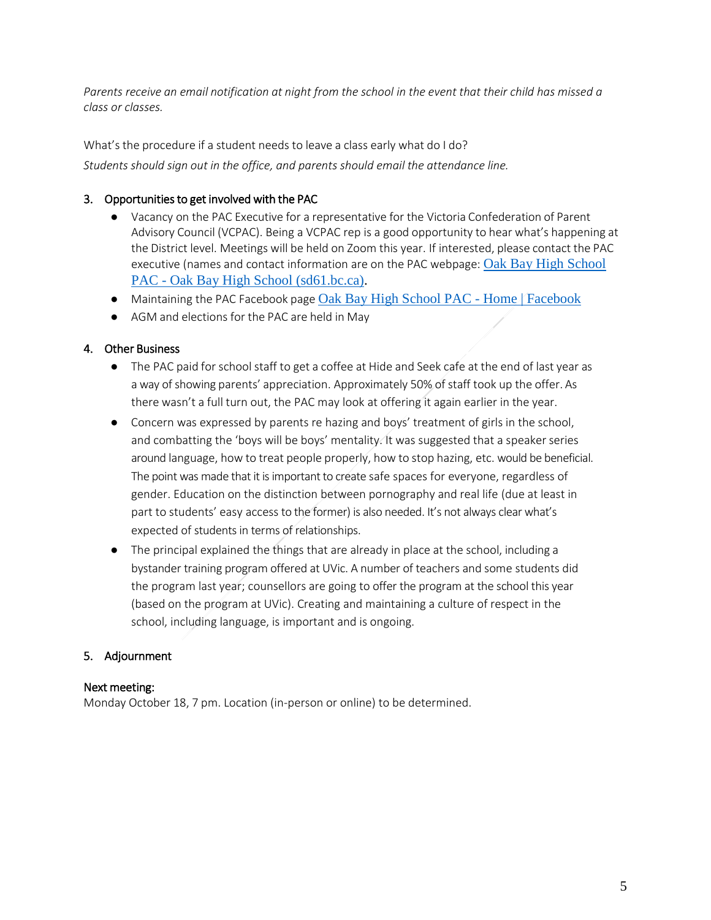*Parents receive an email notification at night from the school in the event that their child has missed a class or classes.*

What's the procedure if a student needs to leave a class early what do I do?

*Students should sign out in the office, and parents should email the attendance line.*

3. Opportunities to get involved with the PAC
   - Vacancy on the PAC Executive for a representative for the Victoria Confederation of Parent Advisory Council (VCPAC). Being a VCPAC rep is a good opportunity to hear what's happening at the District level. Meetings will be held on Zoom this year. If interested, please contact the PAC executive (names and contact information are on the PAC webpage: [Oak Bay High School PAC - Oak Bay High School (sd61.bc.ca)](). 
   - Maintaining the PAC Facebook page [Oak Bay High School PAC - Home | Facebook]()
   - AGM and elections for the PAC are held in May

4. Other Business
   - The PAC paid for school staff to get a coffee at Hide and Seek cafe at the end of last year as a way of showing parents' appreciation. Approximately 50% of staff took up the offer. As there wasn't a full turn out, the PAC may look at offering it again earlier in the year.
   - Concern was expressed by parents re hazing and boys' treatment of girls in the school, and combatting the 'boys will be boys' mentality. It was suggested that a speaker series around language, how to treat people properly, how to stop hazing, etc. would be beneficial. The point was made that it is important to create safe spaces for everyone, regardless of gender. Education on the distinction between pornography and real life (due at least in part to students' easy access to the former) is also needed. It's not always clear what's expected of students in terms of relationships.
   - The principal explained the things that are already in place at the school, including a bystander training program offered at UVic. A number of teachers and some students did the program last year; counsellors are going to offer the program at the school this year (based on the program at UVic). Creating and maintaining a culture of respect in the school, including language, is important and is ongoing.

5. Adjournment

Next meeting:

Monday October 18, 7 pm. Location (in-person or online) to be determined.